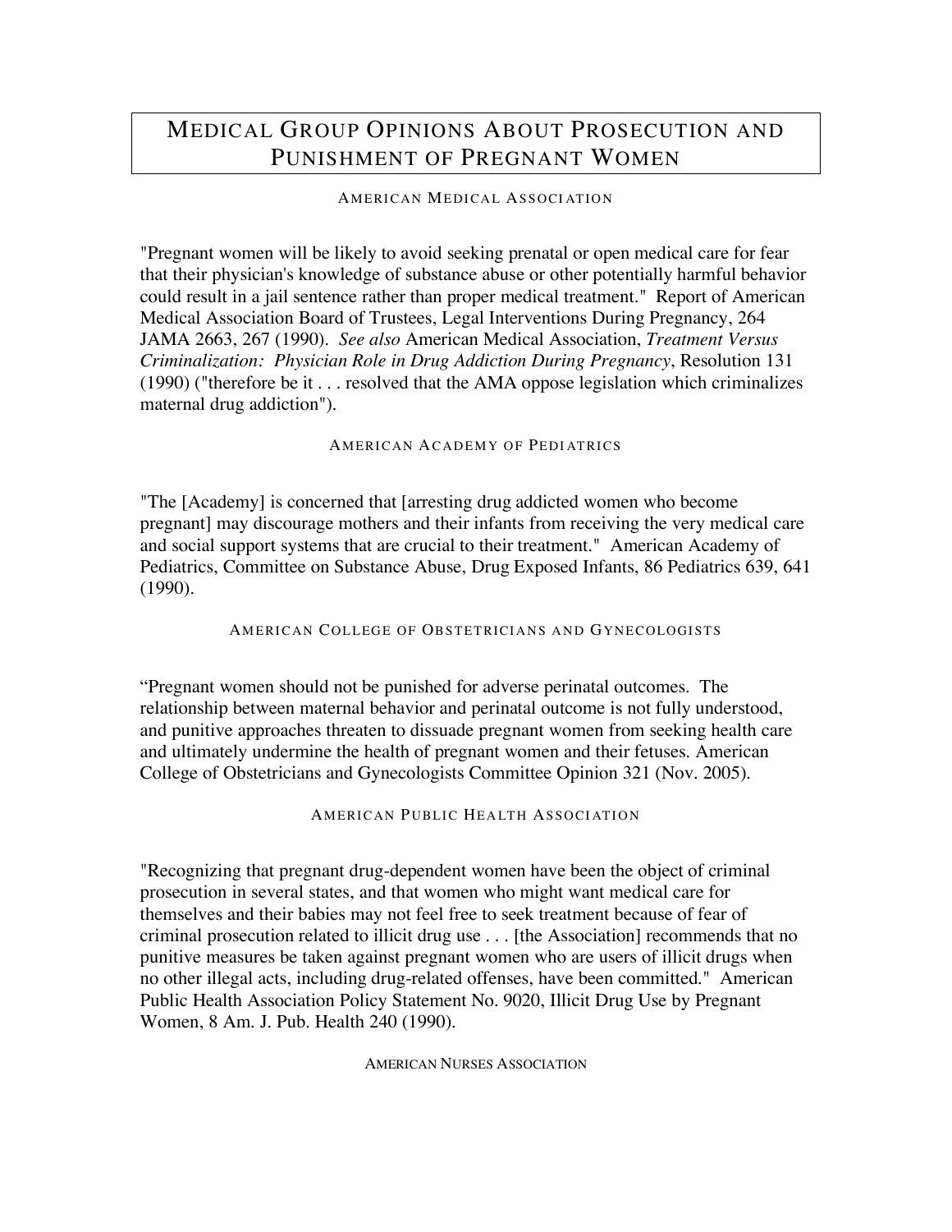# Medical Group Opinions About Prosecution and Punishment of Pregnant Women

## American Medical Association

"Pregnant women will be likely to avoid seeking prenatal or open medical care for fear that their physician's knowledge of substance abuse or other potentially harmful behavior could result in a jail sentence rather than proper medical treatment." Report of American Medical Association Board of Trustees, Legal Interventions During Pregnancy, 264 JAMA 2663, 267 (1990). *See also* American Medical Association, *Treatment Versus Criminalization: Physician Role in Drug Addiction During Pregnancy*, Resolution 131 (1990) ("therefore be it . . . resolved that the AMA oppose legislation which criminalizes maternal drug addiction").

## American Academy of Pediatrics

"The [Academy] is concerned that [arresting drug addicted women who become pregnant] may discourage mothers and their infants from receiving the very medical care and social support systems that are crucial to their treatment." American Academy of Pediatrics, Committee on Substance Abuse, Drug Exposed Infants, 86 Pediatrics 639, 641 (1990).

## American College of Obstetricians and Gynecologists

"Pregnant women should not be punished for adverse perinatal outcomes. The relationship between maternal behavior and perinatal outcome is not fully understood, and punitive approaches threaten to dissuade pregnant women from seeking health care and ultimately undermine the health of pregnant women and their fetuses. American College of Obstetricians and Gynecologists Committee Opinion 321 (Nov. 2005).

## American Public Health Association

"Recognizing that pregnant drug-dependent women have been the object of criminal prosecution in several states, and that women who might want medical care for themselves and their babies may not feel free to seek treatment because of fear of criminal prosecution related to illicit drug use . . . [the Association] recommends that no punitive measures be taken against pregnant women who are users of illicit drugs when no other illegal acts, including drug-related offenses, have been committed." American Public Health Association Policy Statement No. 9020, Illicit Drug Use by Pregnant Women, 8 Am. J. Pub. Health 240 (1990).

## American Nurses Association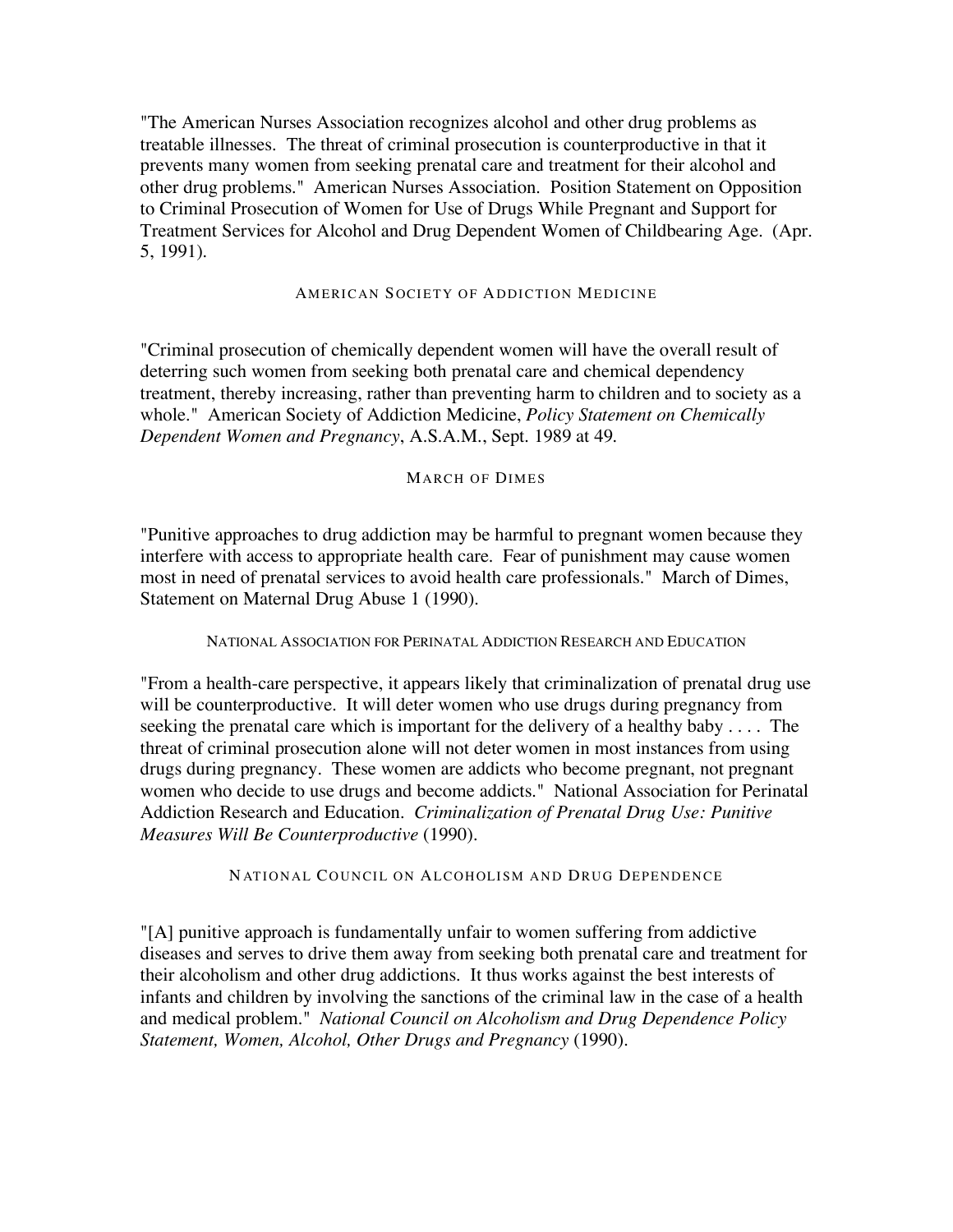"The American Nurses Association recognizes alcohol and other drug problems as treatable illnesses. The threat of criminal prosecution is counterproductive in that it prevents many women from seeking prenatal care and treatment for their alcohol and other drug problems." American Nurses Association. Position Statement on Opposition to Criminal Prosecution of Women for Use of Drugs While Pregnant and Support for Treatment Services for Alcohol and Drug Dependent Women of Childbearing Age. (Apr. 5, 1991).

## AMERICAN SOCIETY OF ADDICTION MEDICINE

"Criminal prosecution of chemically dependent women will have the overall result of deterring such women from seeking both prenatal care and chemical dependency treatment, thereby increasing, rather than preventing harm to children and to society as a whole." American Society of Addiction Medicine, *Policy Statement on Chemically Dependent Women and Pregnancy*, A.S.A.M., Sept. 1989 at 49.

## MARCH OF DIMES

"Punitive approaches to drug addiction may be harmful to pregnant women because they interfere with access to appropriate health care. Fear of punishment may cause women most in need of prenatal services to avoid health care professionals." March of Dimes, Statement on Maternal Drug Abuse 1 (1990).

## NATIONAL ASSOCIATION FOR PERINATAL ADDICTION RESEARCH AND EDUCATION

"From a health-care perspective, it appears likely that criminalization of prenatal drug use will be counterproductive. It will deter women who use drugs during pregnancy from seeking the prenatal care which is important for the delivery of a healthy baby . . . . The threat of criminal prosecution alone will not deter women in most instances from using drugs during pregnancy. These women are addicts who become pregnant, not pregnant women who decide to use drugs and become addicts." National Association for Perinatal Addiction Research and Education. *Criminalization of Prenatal Drug Use: Punitive Measures Will Be Counterproductive* (1990).

## NATIONAL COUNCIL ON ALCOHOLISM AND DRUG DEPENDENCE

"[A] punitive approach is fundamentally unfair to women suffering from addictive diseases and serves to drive them away from seeking both prenatal care and treatment for their alcoholism and other drug addictions. It thus works against the best interests of infants and children by involving the sanctions of the criminal law in the case of a health and medical problem." *National Council on Alcoholism and Drug Dependence Policy Statement, Women, Alcohol, Other Drugs and Pregnancy* (1990).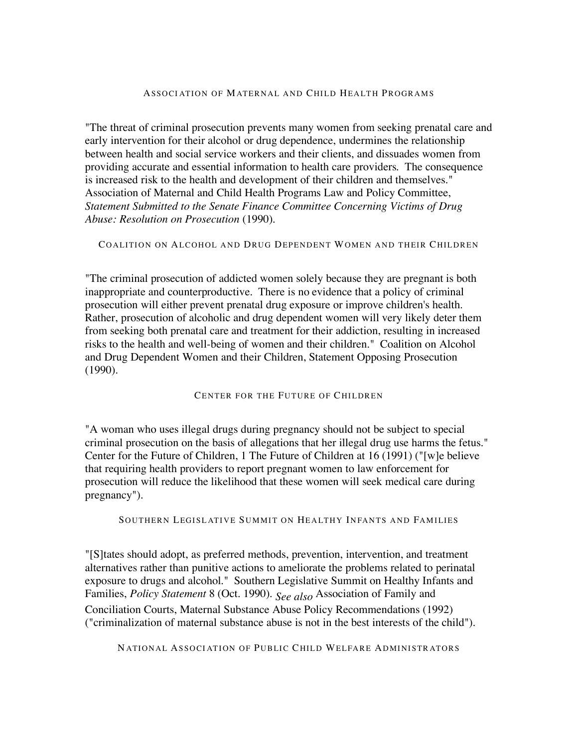## Association of Maternal and Child Health Programs

"The threat of criminal prosecution prevents many women from seeking prenatal care and early intervention for their alcohol or drug dependence, undermines the relationship between health and social service workers and their clients, and dissuades women from providing accurate and essential information to health care providers. The consequence is increased risk to the health and development of their children and themselves." Association of Maternal and Child Health Programs Law and Policy Committee, *Statement Submitted to the Senate Finance Committee Concerning Victims of Drug Abuse: Resolution on Prosecution* (1990).

## Coalition on Alcohol and Drug Dependent Women and their Children

"The criminal prosecution of addicted women solely because they are pregnant is both inappropriate and counterproductive. There is no evidence that a policy of criminal prosecution will either prevent prenatal drug exposure or improve children's health. Rather, prosecution of alcoholic and drug dependent women will very likely deter them from seeking both prenatal care and treatment for their addiction, resulting in increased risks to the health and well-being of women and their children." Coalition on Alcohol and Drug Dependent Women and their Children, Statement Opposing Prosecution (1990).

## Center for the Future of Children

"A woman who uses illegal drugs during pregnancy should not be subject to special criminal prosecution on the basis of allegations that her illegal drug use harms the fetus." Center for the Future of Children, 1 The Future of Children at 16 (1991) ("[w]e believe that requiring health providers to report pregnant women to law enforcement for prosecution will reduce the likelihood that these women will seek medical care during pregnancy").

## Southern Legislative Summit on Healthy Infants and Families

"[S]tates should adopt, as preferred methods, prevention, intervention, and treatment alternatives rather than punitive actions to ameliorate the problems related to perinatal exposure to drugs and alcohol." Southern Legislative Summit on Healthy Infants and Families, *Policy Statement* 8 (Oct. 1990). *See also* Association of Family and Conciliation Courts, Maternal Substance Abuse Policy Recommendations (1992) ("criminalization of maternal substance abuse is not in the best interests of the child").

## National Association of Public Child Welfare Administrators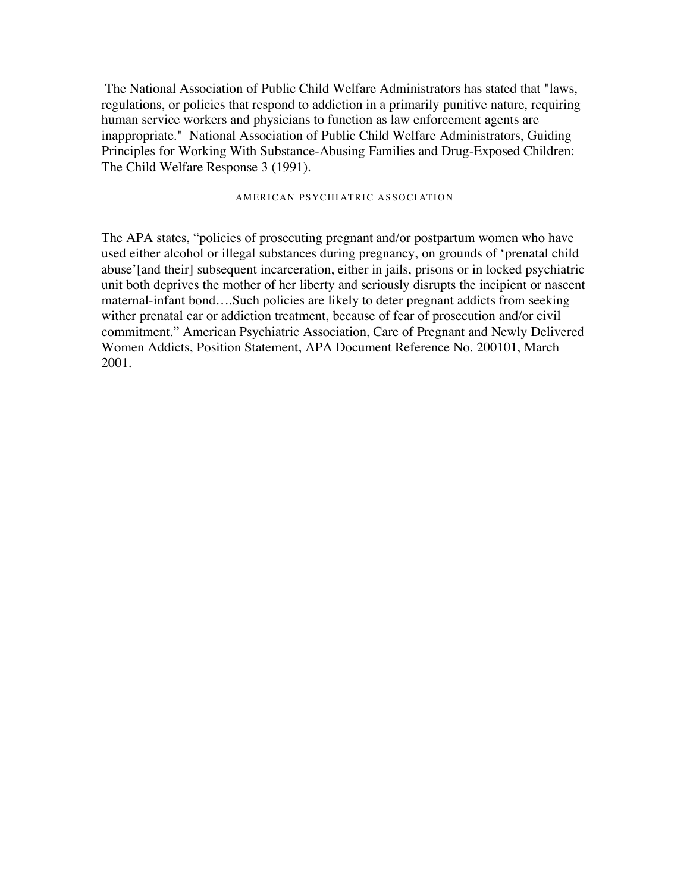The National Association of Public Child Welfare Administrators has stated that "laws, regulations, or policies that respond to addiction in a primarily punitive nature, requiring human service workers and physicians to function as law enforcement agents are inappropriate." National Association of Public Child Welfare Administrators, Guiding Principles for Working With Substance-Abusing Families and Drug-Exposed Children: The Child Welfare Response 3 (1991).

## AMERICAN PSYCHIATRIC ASSOCIATION

The APA states, "policies of prosecuting pregnant and/or postpartum women who have used either alcohol or illegal substances during pregnancy, on grounds of 'prenatal child abuse'[and their] subsequent incarceration, either in jails, prisons or in locked psychiatric unit both deprives the mother of her liberty and seriously disrupts the incipient or nascent maternal-infant bond….Such policies are likely to deter pregnant addicts from seeking wither prenatal car or addiction treatment, because of fear of prosecution and/or civil commitment." American Psychiatric Association, Care of Pregnant and Newly Delivered Women Addicts, Position Statement, APA Document Reference No. 200101, March 2001.